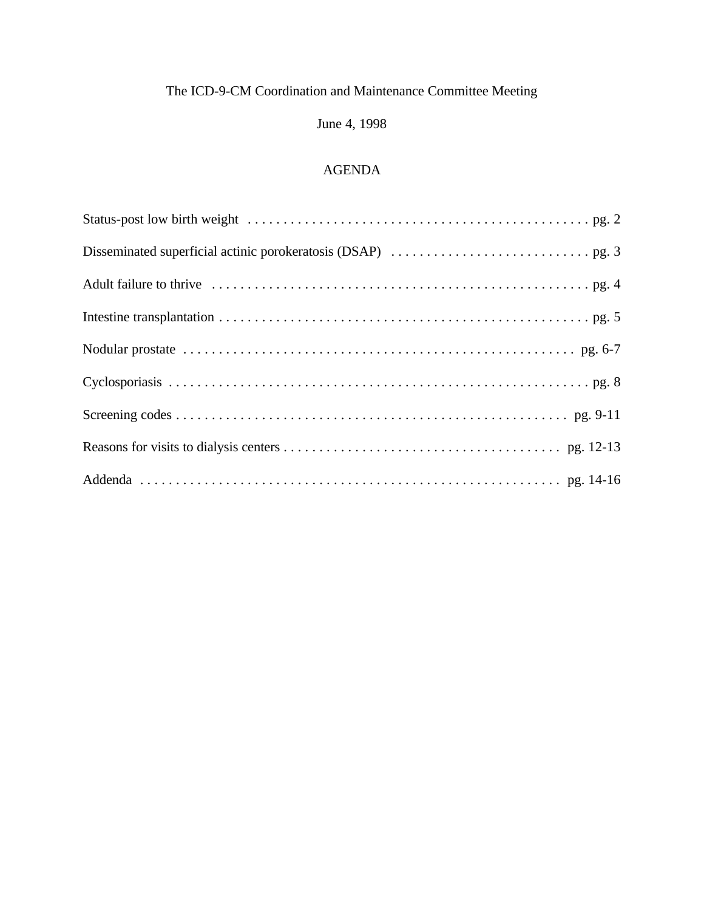The ICD-9-CM Coordination and Maintenance Committee Meeting

June 4, 1998

AGENDA

Status-post low birth weight . . . . . . . . . . . . . . . . . . . . . . . . . . . . . . . . . . . . . . . . . . . . . . . . pg. 2

Disseminated superficial actinic porokeratosis (DSAP) . . . . . . . . . . . . . . . . . . . . . . . . . . . . pg. 3

Adult failure to thrive . . . . . . . . . . . . . . . . . . . . . . . . . . . . . . . . . . . . . . . . . . . . . . . . . . . . . pg. 4

Intestine transplantation . . . . . . . . . . . . . . . . . . . . . . . . . . . . . . . . . . . . . . . . . . . . . . . . . . . . pg. 5

Nodular prostate . . . . . . . . . . . . . . . . . . . . . . . . . . . . . . . . . . . . . . . . . . . . . . . . . . . . . . pg. 6-7

Cyclosporiasis . . . . . . . . . . . . . . . . . . . . . . . . . . . . . . . . . . . . . . . . . . . . . . . . . . . . . . . . . . . pg. 8

Screening codes . . . . . . . . . . . . . . . . . . . . . . . . . . . . . . . . . . . . . . . . . . . . . . . . . . . . . . . pg. 9-11

Reasons for visits to dialysis centers . . . . . . . . . . . . . . . . . . . . . . . . . . . . . . . . . . . . . . . pg. 12-13

Addenda . . . . . . . . . . . . . . . . . . . . . . . . . . . . . . . . . . . . . . . . . . . . . . . . . . . . . . . . . . . pg. 14-16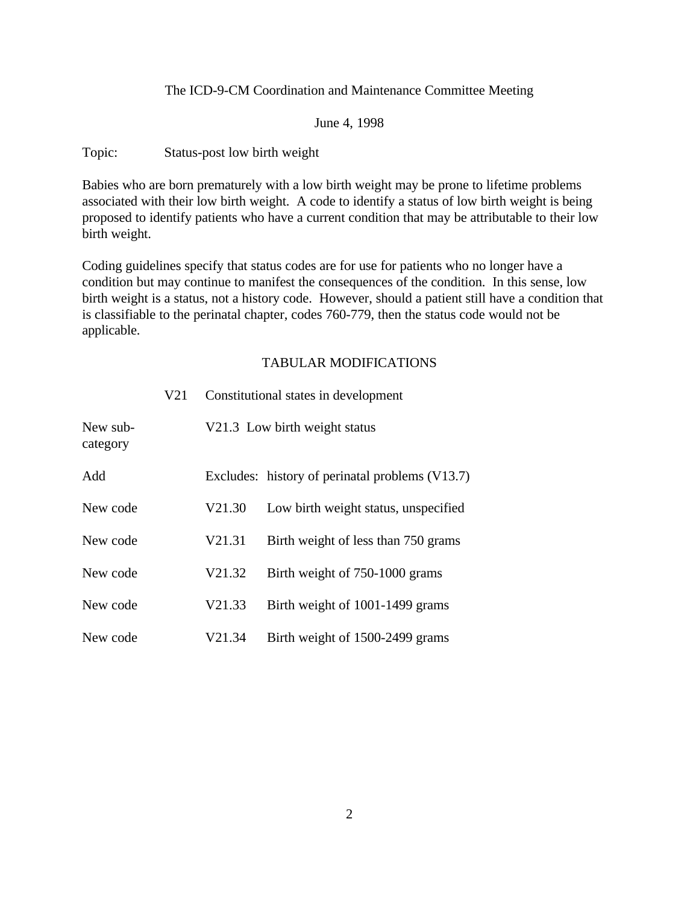The ICD-9-CM Coordination and Maintenance Committee Meeting

June 4, 1998

Topic: Status-post low birth weight

Babies who are born prematurely with a low birth weight may be prone to lifetime problems associated with their low birth weight. A code to identify a status of low birth weight is being proposed to identify patients who have a current condition that may be attributable to their low birth weight.

Coding guidelines specify that status codes are for use for patients who no longer have a condition but may continue to manifest the consequences of the condition. In this sense, low birth weight is a status, not a history code. However, should a patient still have a condition that is classifiable to the perinatal chapter, codes 760-779, then the status code would not be applicable.

## TABULAR MODIFICATIONS

| | | |
|---|---|---|
| | V21 | Constitutional states in development |
| New sub-category | | V21.3 Low birth weight status |
| Add | | Excludes: history of perinatal problems (V13.7) |
| New code | V21.30 | Low birth weight status, unspecified |
| New code | V21.31 | Birth weight of less than 750 grams |
| New code | V21.32 | Birth weight of 750-1000 grams |
| New code | V21.33 | Birth weight of 1001-1499 grams |
| New code | V21.34 | Birth weight of 1500-2499 grams |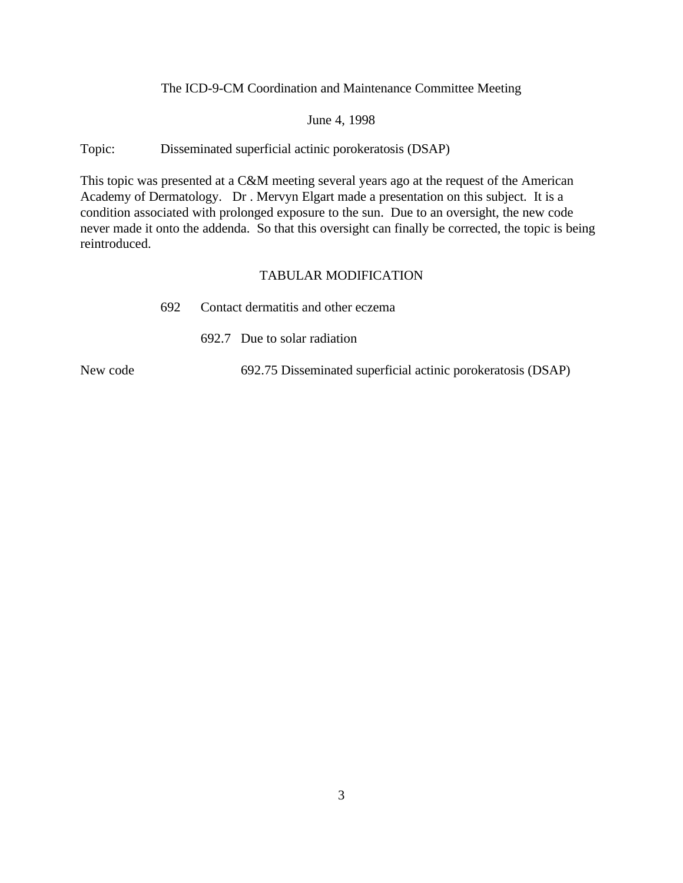The ICD-9-CM Coordination and Maintenance Committee Meeting

June 4, 1998

Topic: Disseminated superficial actinic porokeratosis (DSAP)

This topic was presented at a C&M meeting several years ago at the request of the American Academy of Dermatology. Dr . Mervyn Elgart made a presentation on this subject. It is a condition associated with prolonged exposure to the sun. Due to an oversight, the new code never made it onto the addenda. So that this oversight can finally be corrected, the topic is being reintroduced.

TABULAR MODIFICATION

692 Contact dermatitis and other eczema

692.7 Due to solar radiation

New code 692.75 Disseminated superficial actinic porokeratosis (DSAP)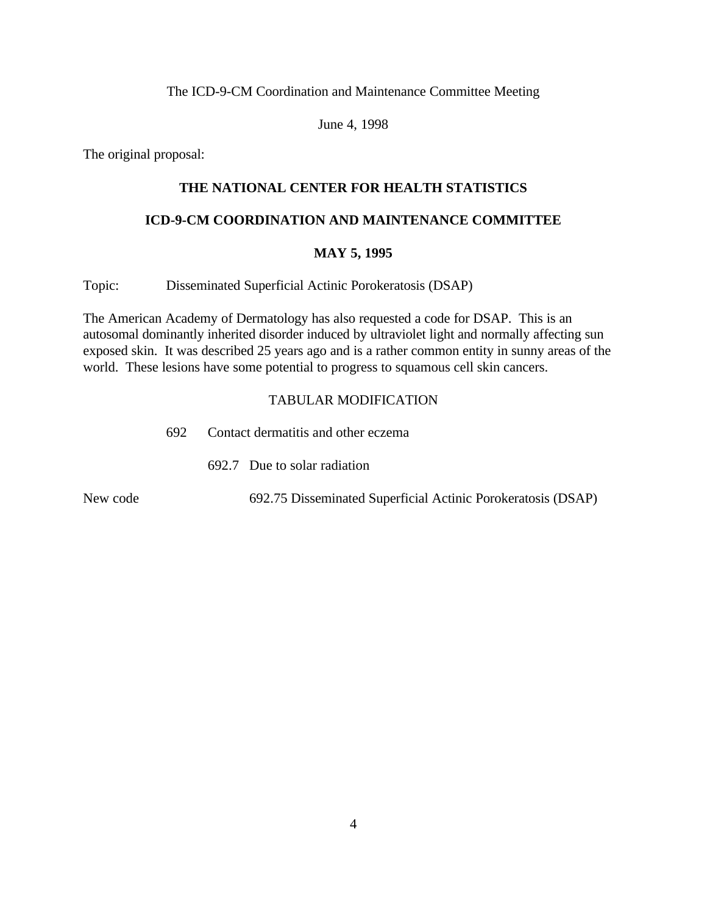The ICD-9-CM Coordination and Maintenance Committee Meeting

June 4, 1998

The original proposal:

**THE NATIONAL CENTER FOR HEALTH STATISTICS**

**ICD-9-CM COORDINATION AND MAINTENANCE COMMITTEE**

**MAY 5, 1995**

Topic: Disseminated Superficial Actinic Porokeratosis (DSAP)

The American Academy of Dermatology has also requested a code for DSAP. This is an autosomal dominantly inherited disorder induced by ultraviolet light and normally affecting sun exposed skin. It was described 25 years ago and is a rather common entity in sunny areas of the world. These lesions have some potential to progress to squamous cell skin cancers.

TABULAR MODIFICATION

692 Contact dermatitis and other eczema

692.7 Due to solar radiation

New code 692.75 Disseminated Superficial Actinic Porokeratosis (DSAP)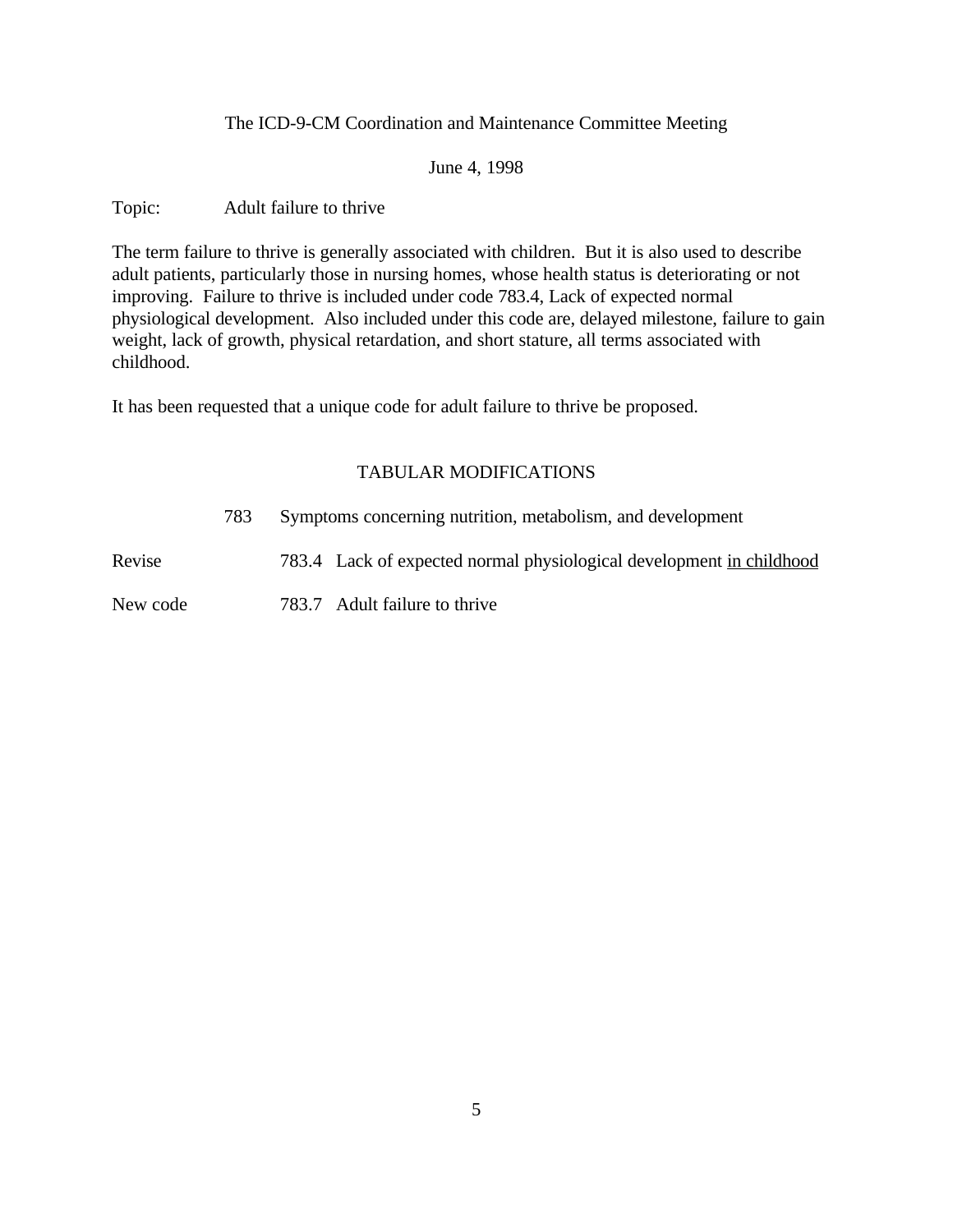The ICD-9-CM Coordination and Maintenance Committee Meeting

June 4, 1998

Topic: Adult failure to thrive

The term failure to thrive is generally associated with children. But it is also used to describe adult patients, particularly those in nursing homes, whose health status is deteriorating or not improving. Failure to thrive is included under code 783.4, Lack of expected normal physiological development. Also included under this code are, delayed milestone, failure to gain weight, lack of growth, physical retardation, and short stature, all terms associated with childhood.

It has been requested that a unique code for adult failure to thrive be proposed.

## TABULAR MODIFICATIONS

| | | |
|---|---|---|
| | 783 | Symptoms concerning nutrition, metabolism, and development |
| Revise | | 783.4 Lack of expected normal physiological development <u>in childhood</u> |
| New code | | 783.7 Adult failure to thrive |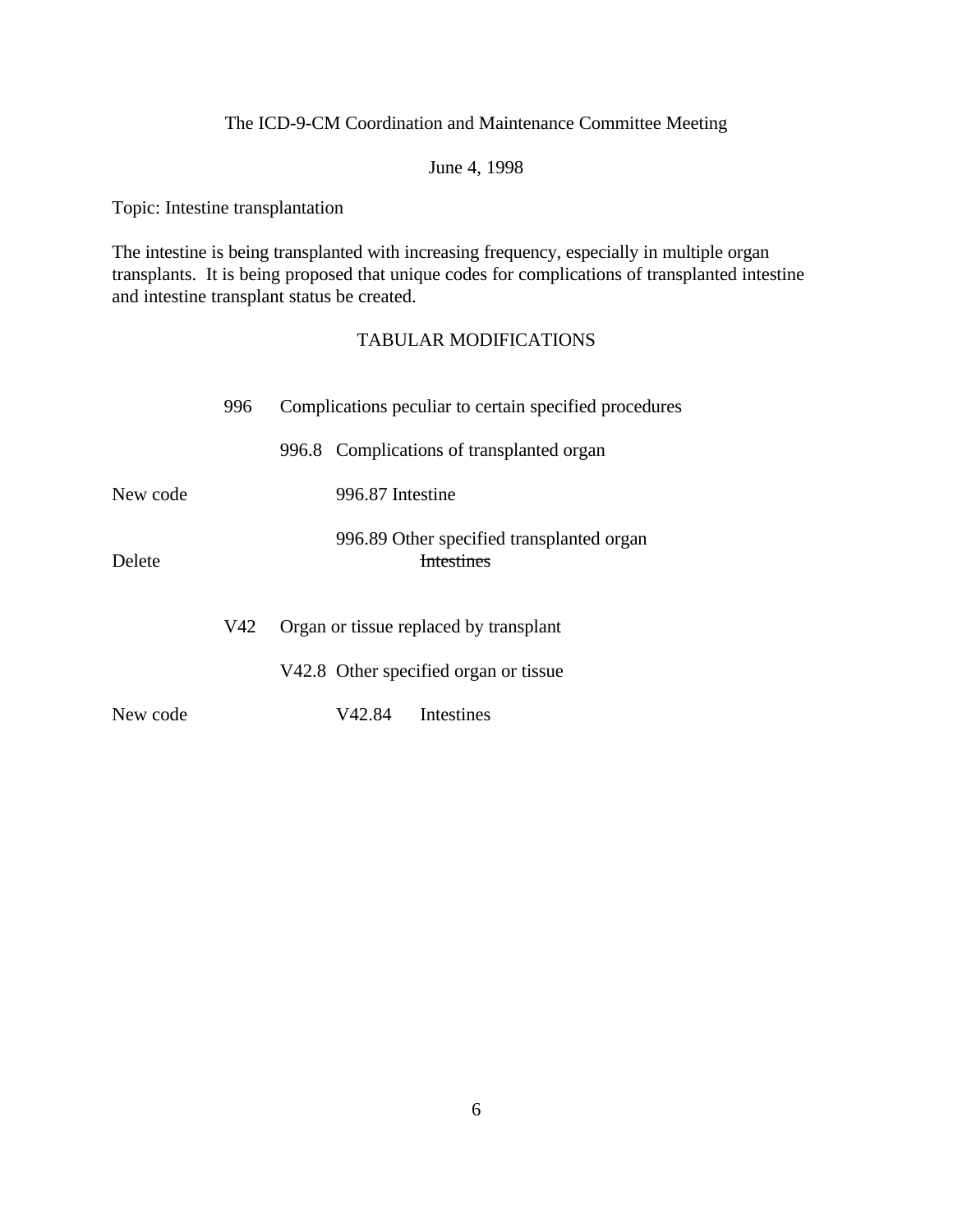The ICD-9-CM Coordination and Maintenance Committee Meeting

June 4, 1998

Topic: Intestine transplantation

The intestine is being transplanted with increasing frequency, especially in multiple organ transplants. It is being proposed that unique codes for complications of transplanted intestine and intestine transplant status be created.

## TABULAR MODIFICATIONS

| | | |
|---|---|---|
| | 996 | Complications peculiar to certain specified procedures |
| | | 996.8 Complications of transplanted organ |
| New code | | 996.87 Intestine |
| | | 996.89 Other specified transplanted organ |
| Delete | | ~~Intestines~~ |
| | V42 | Organ or tissue replaced by transplant |
| | | V42.8 Other specified organ or tissue |
| New code | | V42.84 Intestines |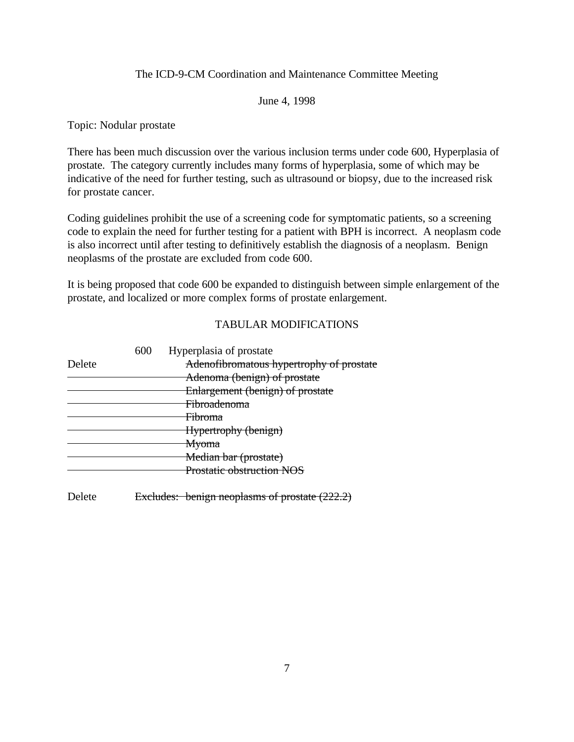The ICD-9-CM Coordination and Maintenance Committee Meeting

June 4, 1998

Topic: Nodular prostate

There has been much discussion over the various inclusion terms under code 600, Hyperplasia of prostate. The category currently includes many forms of hyperplasia, some of which may be indicative of the need for further testing, such as ultrasound or biopsy, due to the increased risk for prostate cancer.

Coding guidelines prohibit the use of a screening code for symptomatic patients, so a screening code to explain the need for further testing for a patient with BPH is incorrect. A neoplasm code is also incorrect until after testing to definitively establish the diagnosis of a neoplasm. Benign neoplasms of the prostate are excluded from code 600.

It is being proposed that code 600 be expanded to distinguish between simple enlargement of the prostate, and localized or more complex forms of prostate enlargement.

TABULAR MODIFICATIONS

| | | |
|---|---|---|
| | 600 | Hyperplasia of prostate |
| Delete | | ~~Adenofibromatous hypertrophy of prostate~~ |
| | | ~~Adenoma (benign) of prostate~~ |
| | | ~~Enlargement (benign) of prostate~~ |
| | | ~~Fibroadenoma~~ |
| | | ~~Fibroma~~ |
| | | ~~Hypertrophy (benign)~~ |
| | | ~~Myoma~~ |
| | | ~~Median bar (prostate)~~ |
| | | ~~Prostatic obstruction NOS~~ |
| Delete | ~~Excludes:~~ | ~~benign neoplasms of prostate (222.2)~~ |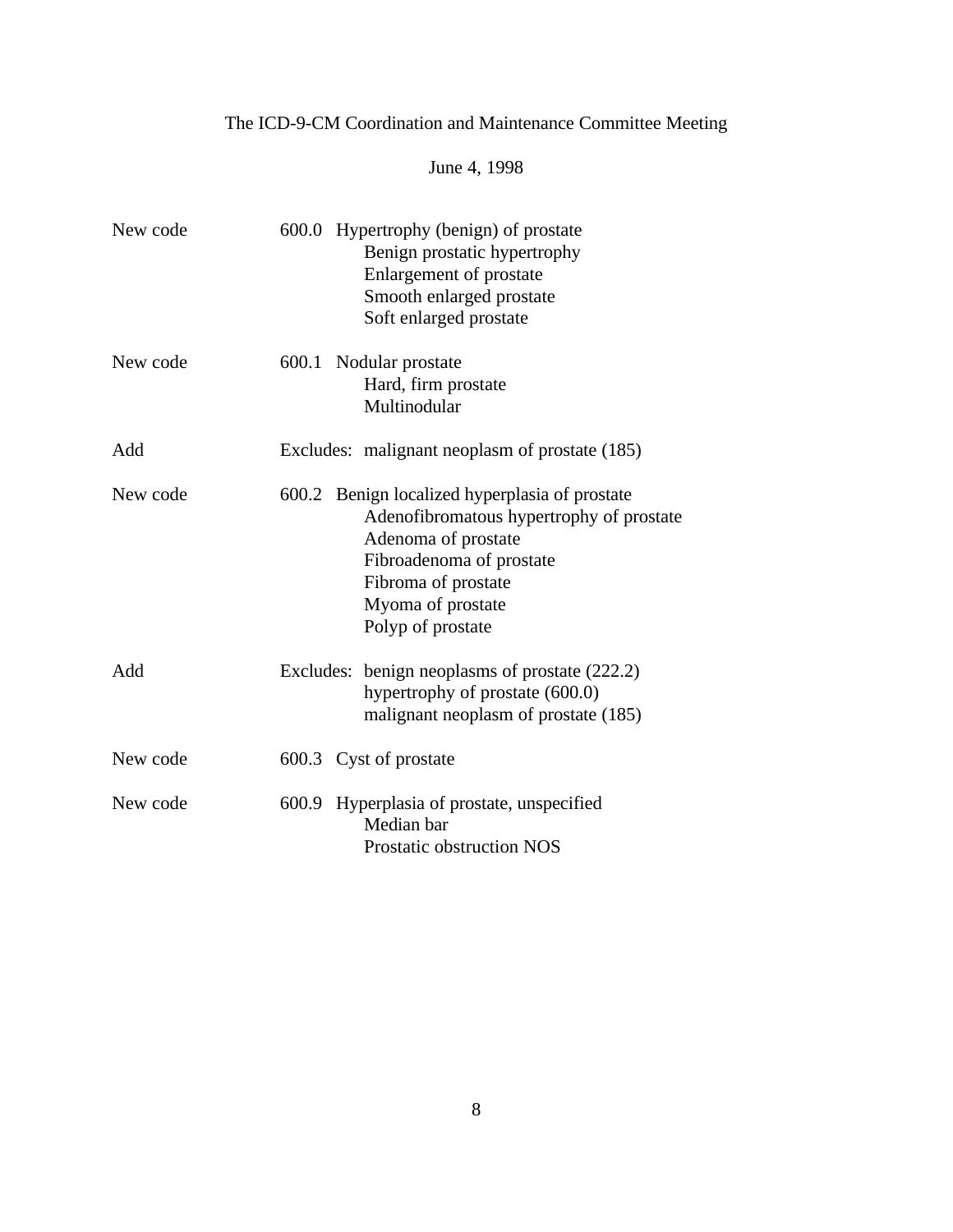The ICD-9-CM Coordination and Maintenance Committee Meeting

June 4, 1998

New code 600.0 Hypertrophy (benign) of prostate
Benign prostatic hypertrophy
Enlargement of prostate
Smooth enlarged prostate
Soft enlarged prostate

New code 600.1 Nodular prostate
Hard, firm prostate
Multinodular

Add Excludes: malignant neoplasm of prostate (185)

New code 600.2 Benign localized hyperplasia of prostate
Adenofibromatous hypertrophy of prostate
Adenoma of prostate
Fibroadenoma of prostate
Fibroma of prostate
Myoma of prostate
Polyp of prostate

Add Excludes: benign neoplasms of prostate (222.2)
hypertrophy of prostate (600.0)
malignant neoplasm of prostate (185)

New code 600.3 Cyst of prostate

New code 600.9 Hyperplasia of prostate, unspecified
Median bar
Prostatic obstruction NOS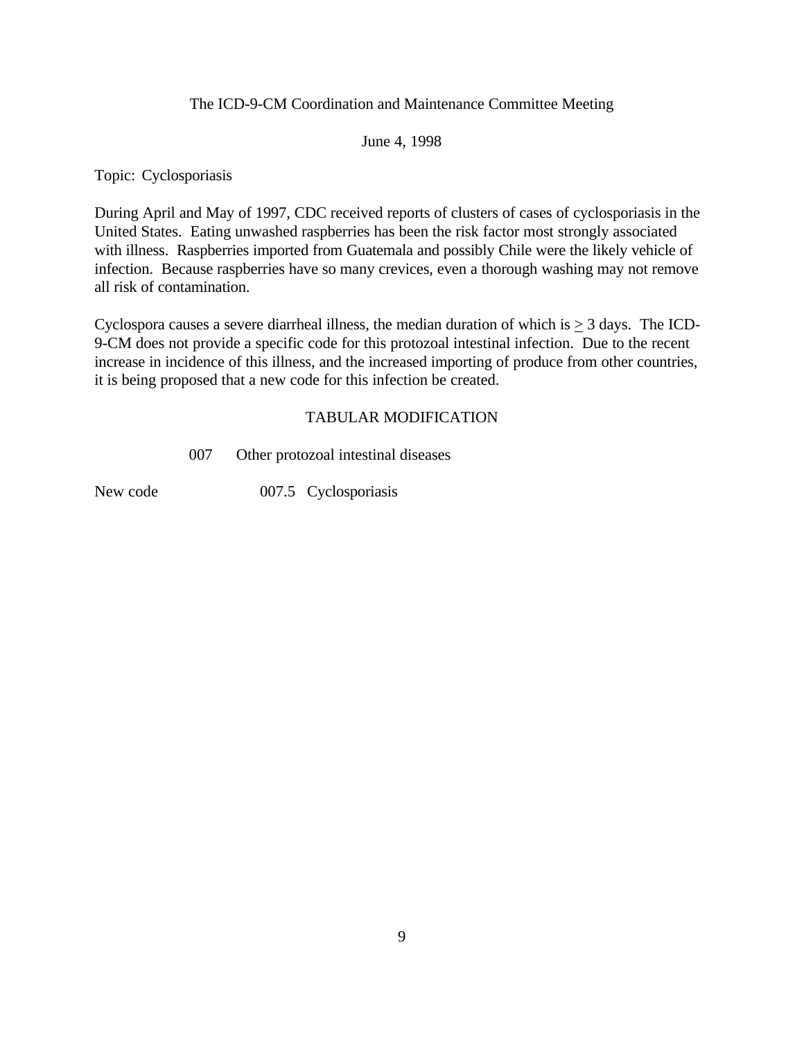The ICD-9-CM Coordination and Maintenance Committee Meeting

June 4, 1998

Topic: Cyclosporiasis

During April and May of 1997, CDC received reports of clusters of cases of cyclosporiasis in the United States. Eating unwashed raspberries has been the risk factor most strongly associated with illness. Raspberries imported from Guatemala and possibly Chile were the likely vehicle of infection. Because raspberries have so many crevices, even a thorough washing may not remove all risk of contamination.

Cyclospora causes a severe diarrheal illness, the median duration of which is $\geq$ 3 days. The ICD-9-CM does not provide a specific code for this protozoal intestinal infection. Due to the recent increase in incidence of this illness, and the increased importing of produce from other countries, it is being proposed that a new code for this infection be created.

TABULAR MODIFICATION

007 Other protozoal intestinal diseases

New code 007.5 Cyclosporiasis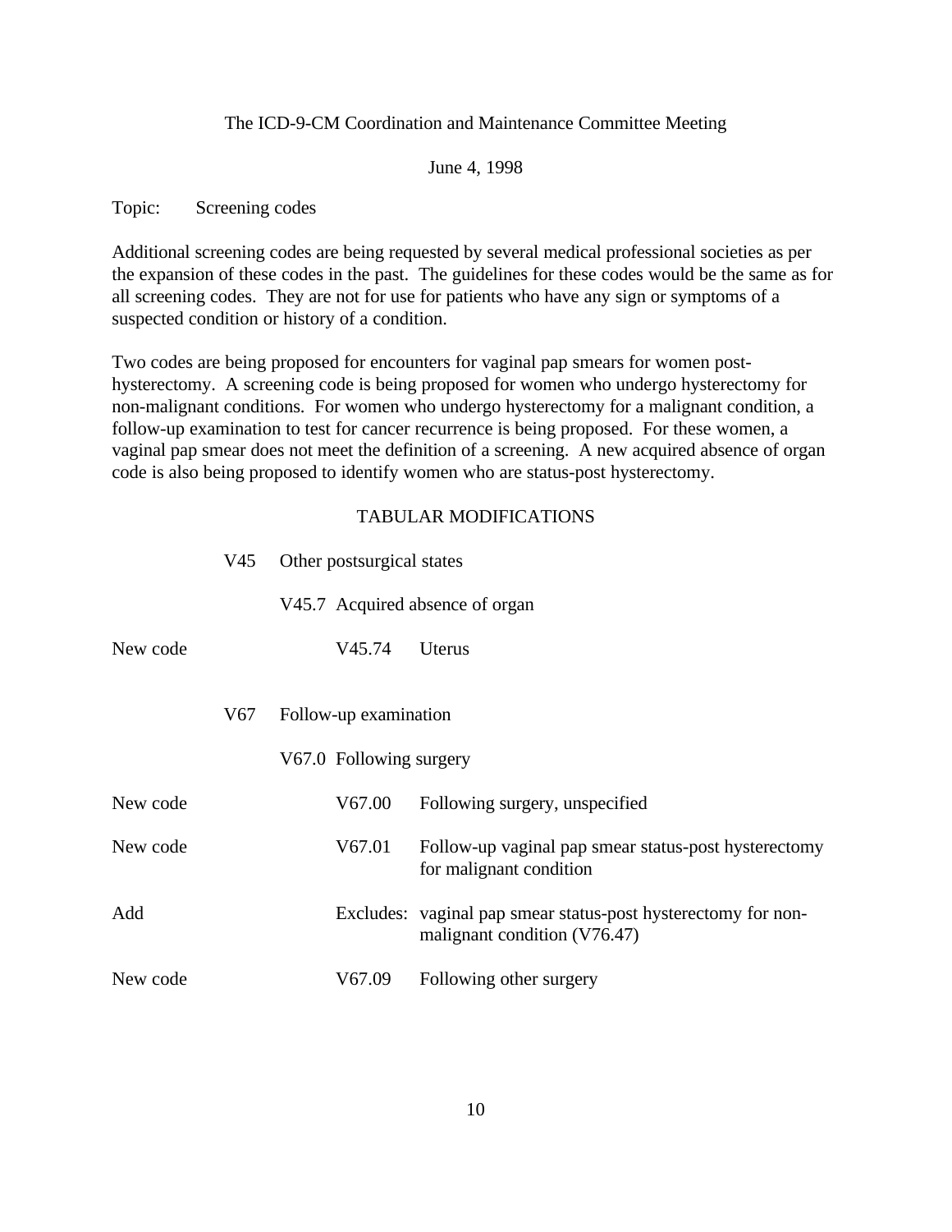The ICD-9-CM Coordination and Maintenance Committee Meeting

June 4, 1998

Topic: Screening codes

Additional screening codes are being requested by several medical professional societies as per the expansion of these codes in the past. The guidelines for these codes would be the same as for all screening codes. They are not for use for patients who have any sign or symptoms of a suspected condition or history of a condition.

Two codes are being proposed for encounters for vaginal pap smears for women post-hysterectomy. A screening code is being proposed for women who undergo hysterectomy for non-malignant conditions. For women who undergo hysterectomy for a malignant condition, a follow-up examination to test for cancer recurrence is being proposed. For these women, a vaginal pap smear does not meet the definition of a screening. A new acquired absence of organ code is also being proposed to identify women who are status-post hysterectomy.

TABULAR MODIFICATIONS

| | | | |
|---|---|---|---|
| | V45 | Other postsurgical states | |
| | | V45.7 Acquired absence of organ | |
| New code | | V45.74 | Uterus |
| | V67 | Follow-up examination | |
| | | V67.0 Following surgery | |
| New code | | V67.00 | Following surgery, unspecified |
| New code | | V67.01 | Follow-up vaginal pap smear status-post hysterectomy for malignant condition |
| Add | | Excludes: | vaginal pap smear status-post hysterectomy for non-malignant condition (V76.47) |
| New code | | V67.09 | Following other surgery |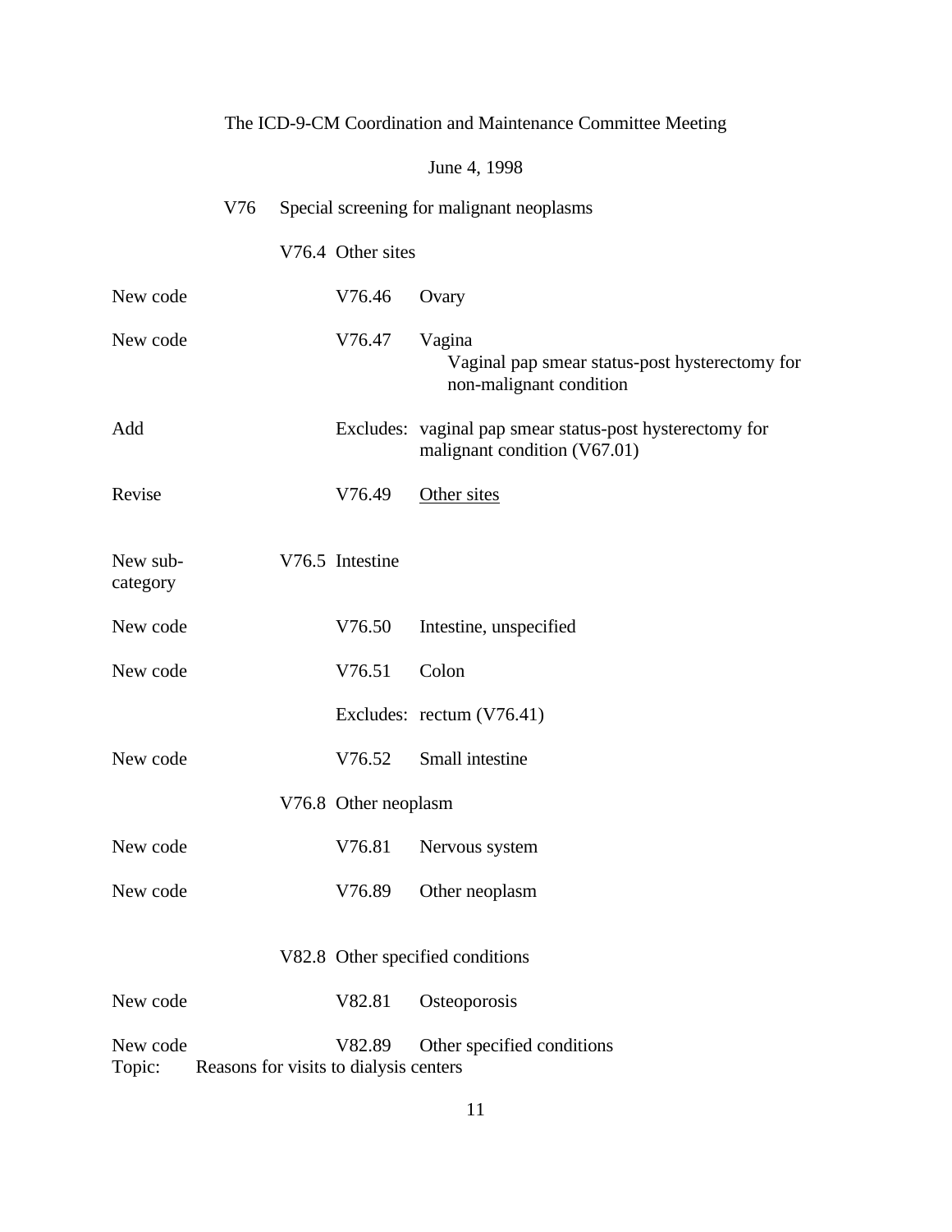The ICD-9-CM Coordination and Maintenance Committee Meeting

June 4, 1998

V76 Special screening for malignant neoplasms

V76.4 Other sites

| | | |
|---|---|---|
| New code | V76.46 | Ovary |
| New code | V76.47 | Vagina<br>Vaginal pap smear status-post hysterectomy for non-malignant condition |
| Add | Excludes: | vaginal pap smear status-post hysterectomy for malignant condition (V67.01) |
| Revise | V76.49 | <u>Other sites</u> |
| New sub-category | V76.5 | Intestine |
| New code | V76.50 | Intestine, unspecified |
| New code | V76.51 | Colon |
| | Excludes: | rectum (V76.41) |
| New code | V76.52 | Small intestine |
| | V76.8 | Other neoplasm |
| New code | V76.81 | Nervous system |
| New code | V76.89 | Other neoplasm |
| | V82.8 | Other specified conditions |
| New code | V82.81 | Osteoporosis |
| New code | V82.89 | Other specified conditions |

Topic: Reasons for visits to dialysis centers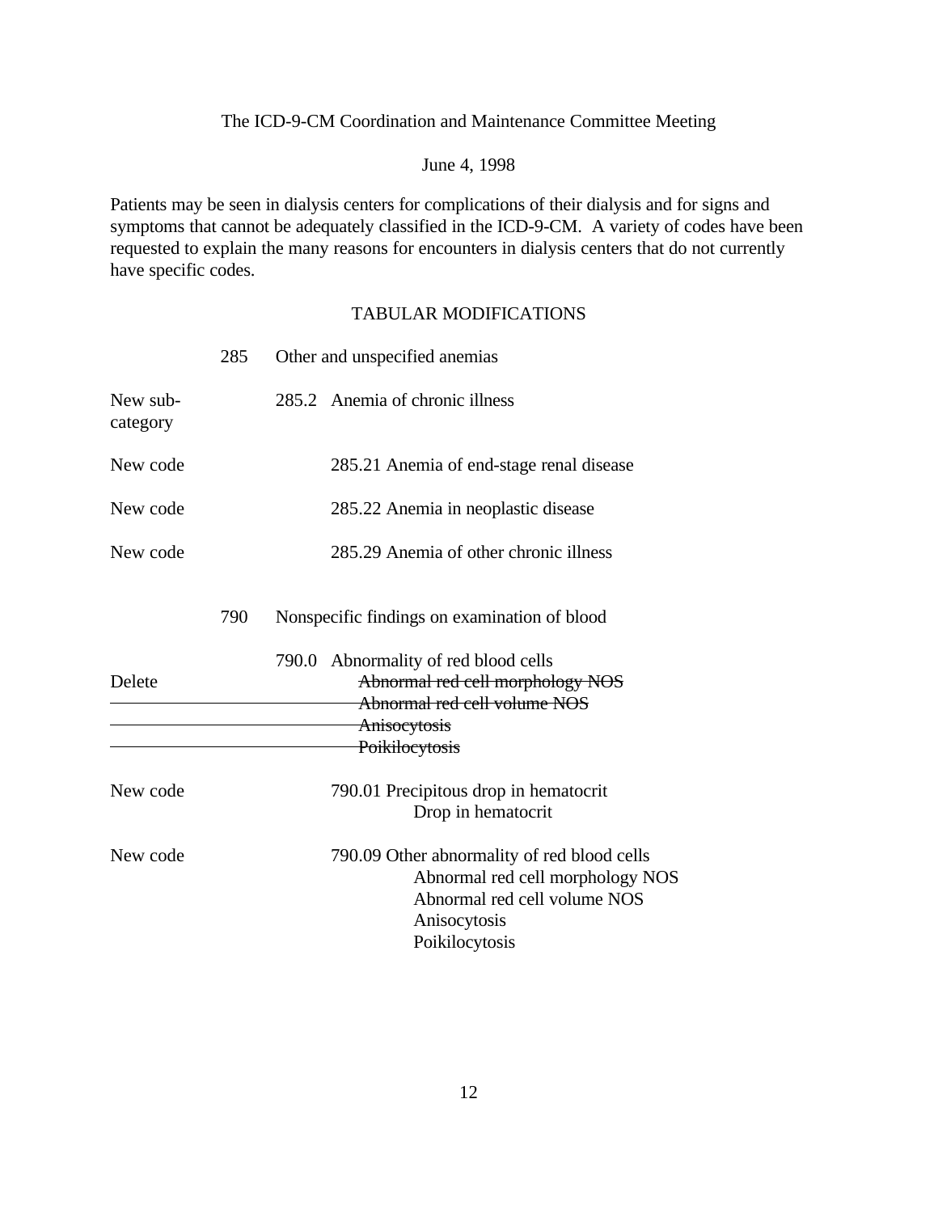The ICD-9-CM Coordination and Maintenance Committee Meeting

June 4, 1998

Patients may be seen in dialysis centers for complications of their dialysis and for signs and symptoms that cannot be adequately classified in the ICD-9-CM. A variety of codes have been requested to explain the many reasons for encounters in dialysis centers that do not currently have specific codes.

TABULAR MODIFICATIONS

| | | |
|---|---|---|
| | 285 | Other and unspecified anemias |
| New sub-category | | 285.2 Anemia of chronic illness |
| New code | | 285.21 Anemia of end-stage renal disease |
| New code | | 285.22 Anemia in neoplastic disease |
| New code | | 285.29 Anemia of other chronic illness |
| | 790 | Nonspecific findings on examination of blood |
| | | 790.0 Abnormality of red blood cells |
| Delete | | ~~Abnormal red cell morphology NOS~~ |
| | | ~~Abnormal red cell volume NOS~~ |
| | | ~~Anisocytosis~~ |
| | | ~~Poikilocytosis~~ |
| New code | | 790.01 Precipitous drop in hematocrit<br>Drop in hematocrit |
| New code | | 790.09 Other abnormality of red blood cells<br>Abnormal red cell morphology NOS<br>Abnormal red cell volume NOS<br>Anisocytosis<br>Poikilocytosis |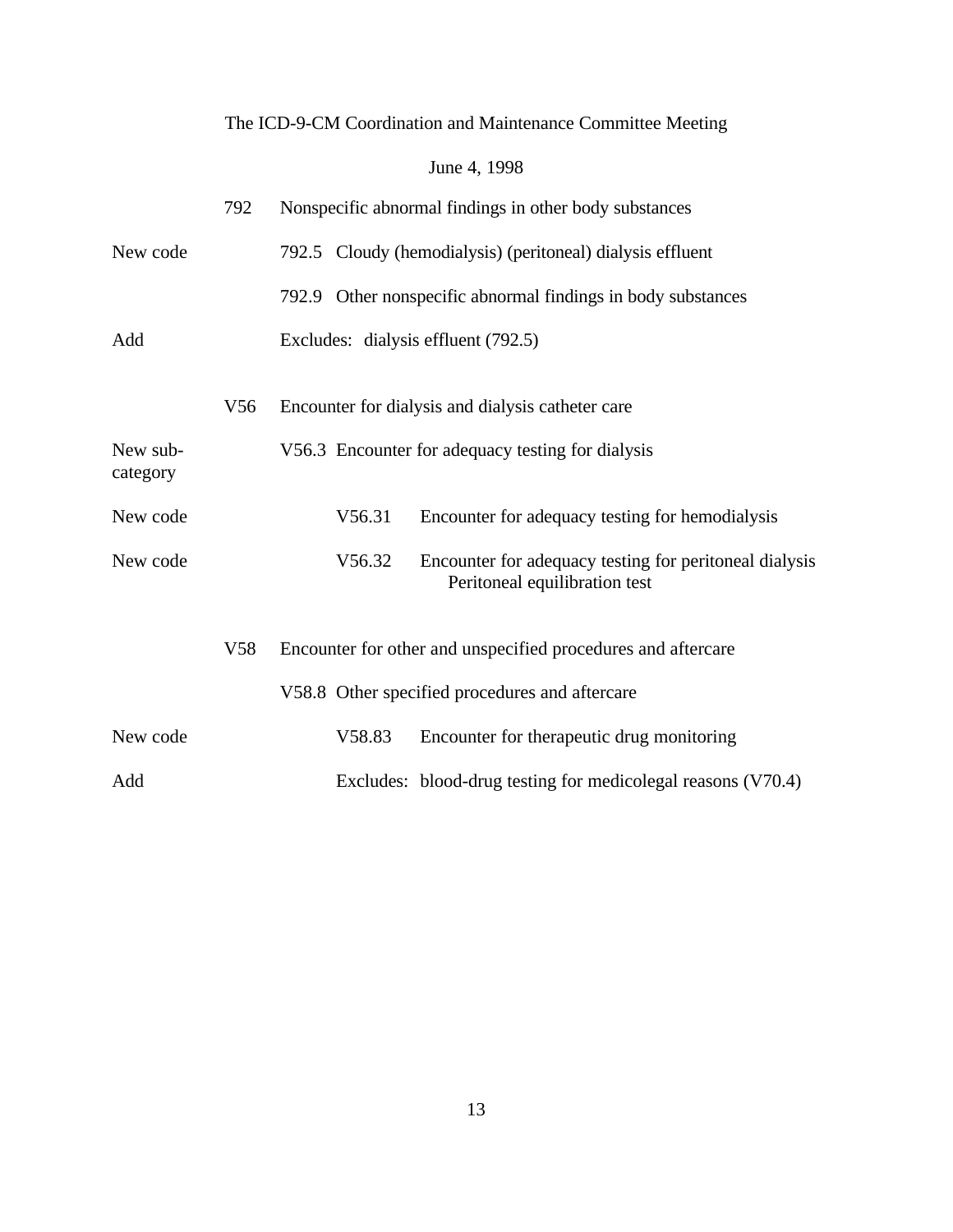The ICD-9-CM Coordination and Maintenance Committee Meeting

June 4, 1998

| | | | |
|---|---|---|---|
| | 792 | Nonspecific abnormal findings in other body substances | |
| New code | | 792.5 Cloudy (hemodialysis) (peritoneal) dialysis effluent | |
| | | 792.9 Other nonspecific abnormal findings in body substances | |
| Add | | Excludes: dialysis effluent (792.5) | |
| | V56 | Encounter for dialysis and dialysis catheter care | |
| New sub-category | | V56.3 Encounter for adequacy testing for dialysis | |
| New code | | V56.31 | Encounter for adequacy testing for hemodialysis |
| New code | | V56.32 | Encounter for adequacy testing for peritoneal dialysis<br>Peritoneal equilibration test |
| | V58 | Encounter for other and unspecified procedures and aftercare | |
| | | V58.8 Other specified procedures and aftercare | |
| New code | | V58.83 | Encounter for therapeutic drug monitoring |
| Add | | Excludes: | blood-drug testing for medicolegal reasons (V70.4) |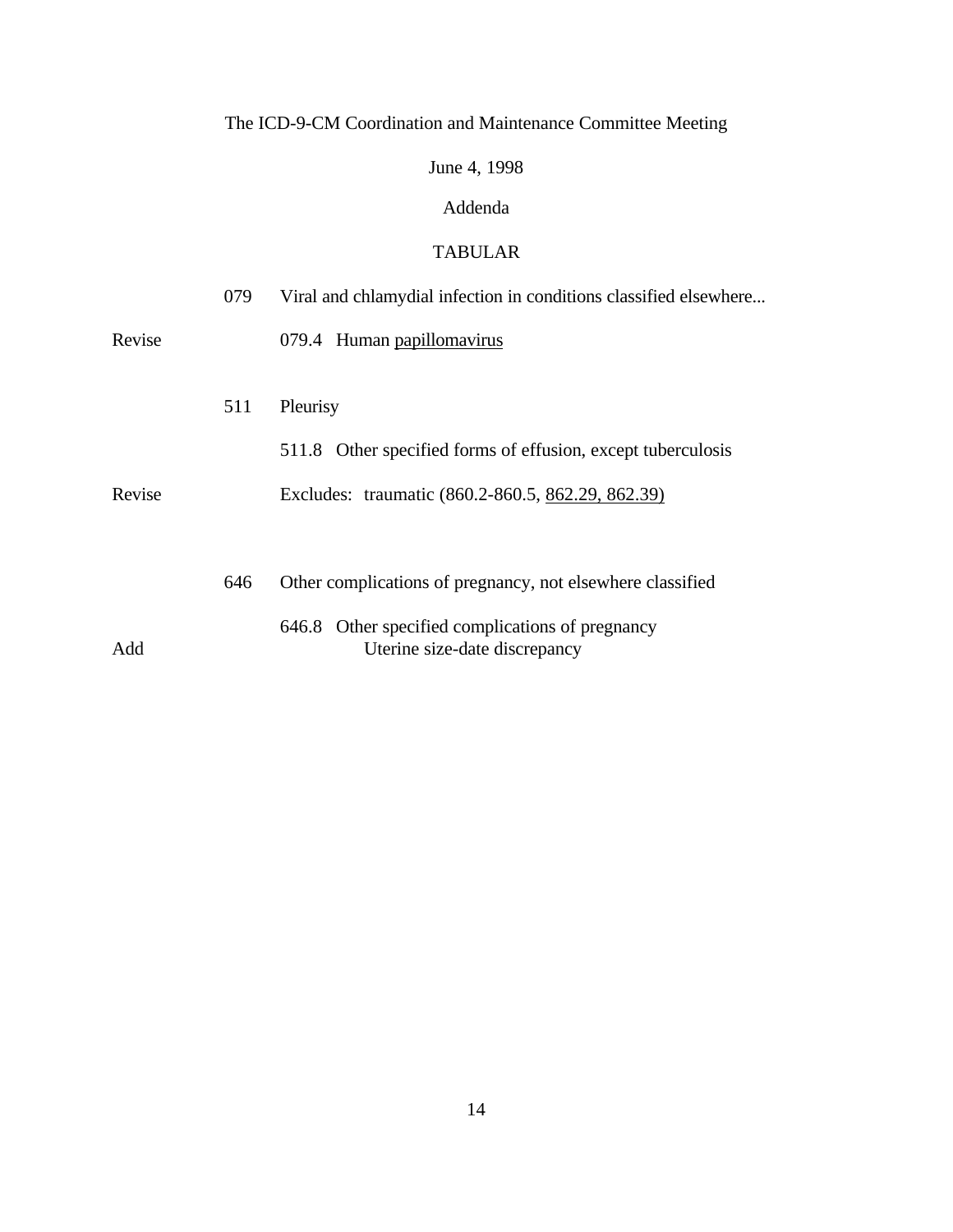The ICD-9-CM Coordination and Maintenance Committee Meeting

June 4, 1998

Addenda

TABULAR

| | | |
|---|---|---|
| | 079 | Viral and chlamydial infection in conditions classified elsewhere... |
| Revise | | 079.4 Human <u>papillomavirus</u> |
| | | |
| | 511 | Pleurisy |
| | | 511.8 Other specified forms of effusion, except tuberculosis |
| Revise | | Excludes: traumatic (860.2-860.5, <u>862.29, 862.39)</u> |
| | | |
| | 646 | Other complications of pregnancy, not elsewhere classified |
| | | 646.8 Other specified complications of pregnancy |
| Add | | Uterine size-date discrepancy |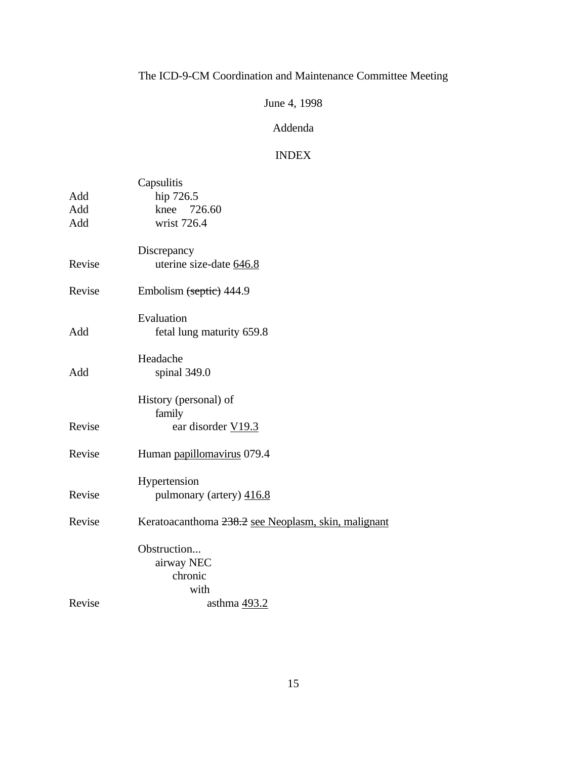The ICD-9-CM Coordination and Maintenance Committee Meeting

June 4, 1998

Addenda

INDEX

| | |
|---|---|
| | Capsulitis |
| Add | &nbsp;&nbsp;&nbsp;&nbsp;hip 726.5 |
| Add | &nbsp;&nbsp;&nbsp;&nbsp;knee 726.60 |
| Add | &nbsp;&nbsp;&nbsp;&nbsp;wrist 726.4 |
| | Discrepancy |
| Revise | &nbsp;&nbsp;&nbsp;&nbsp;uterine size-date <u>646.8</u> |
| Revise | Embolism ~~(septic)~~ 444.9 |
| | Evaluation |
| Add | &nbsp;&nbsp;&nbsp;&nbsp;fetal lung maturity 659.8 |
| | Headache |
| Add | &nbsp;&nbsp;&nbsp;&nbsp;spinal 349.0 |
| | History (personal) of |
| | &nbsp;&nbsp;&nbsp;&nbsp;family |
| Revise | &nbsp;&nbsp;&nbsp;&nbsp;&nbsp;&nbsp;&nbsp;&nbsp;ear disorder <u>V19.3</u> |
| Revise | Human <u>papillomavirus</u> 079.4 |
| | Hypertension |
| Revise | &nbsp;&nbsp;&nbsp;&nbsp;pulmonary (artery) <u>416.8</u> |
| Revise | Keratoacanthoma ~~238.2~~ <u>see Neoplasm, skin, malignant</u> |
| | Obstruction... |
| | &nbsp;&nbsp;&nbsp;&nbsp;airway NEC |
| | &nbsp;&nbsp;&nbsp;&nbsp;&nbsp;&nbsp;&nbsp;&nbsp;chronic |
| | &nbsp;&nbsp;&nbsp;&nbsp;&nbsp;&nbsp;&nbsp;&nbsp;&nbsp;&nbsp;&nbsp;&nbsp;with |
| Revise | &nbsp;&nbsp;&nbsp;&nbsp;&nbsp;&nbsp;&nbsp;&nbsp;&nbsp;&nbsp;&nbsp;&nbsp;&nbsp;&nbsp;&nbsp;&nbsp;asthma <u>493.2</u> |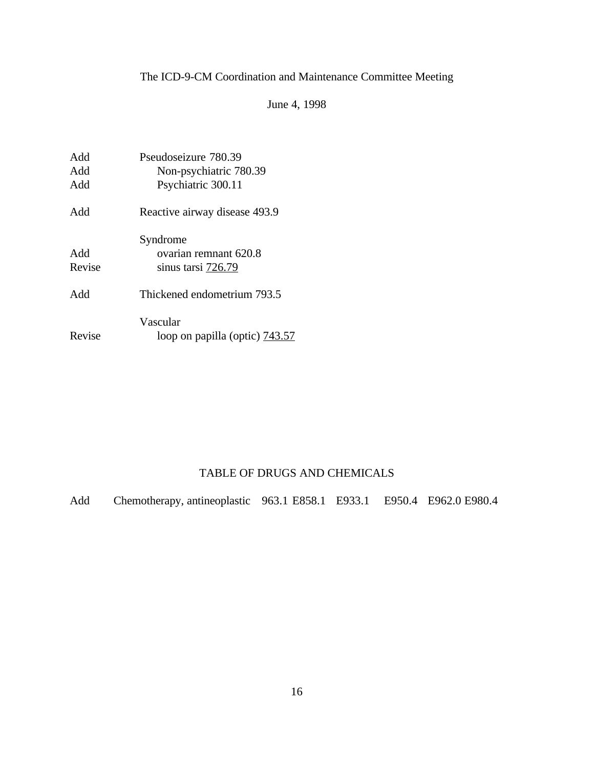The ICD-9-CM Coordination and Maintenance Committee Meeting

June 4, 1998

| | |
|---|---|
| Add | Pseudoseizure 780.39 |
| Add | Non-psychiatric 780.39 |
| Add | Psychiatric 300.11 |
| | |
| Add | Reactive airway disease 493.9 |
| | |
| | Syndrome |
| Add | ovarian remnant 620.8 |
| Revise | sinus tarsi <u>726.79</u> |
| | |
| Add | Thickened endometrium 793.5 |
| | |
| | Vascular |
| Revise | loop on papilla (optic) <u>743.57</u> |

TABLE OF DRUGS AND CHEMICALS

| | | | | | | | |
|---|---|---|---|---|---|---|---|
| Add | Chemotherapy, antineoplastic | 963.1 | E858.1 | E933.1 | E950.4 | E962.0 | E980.4 |